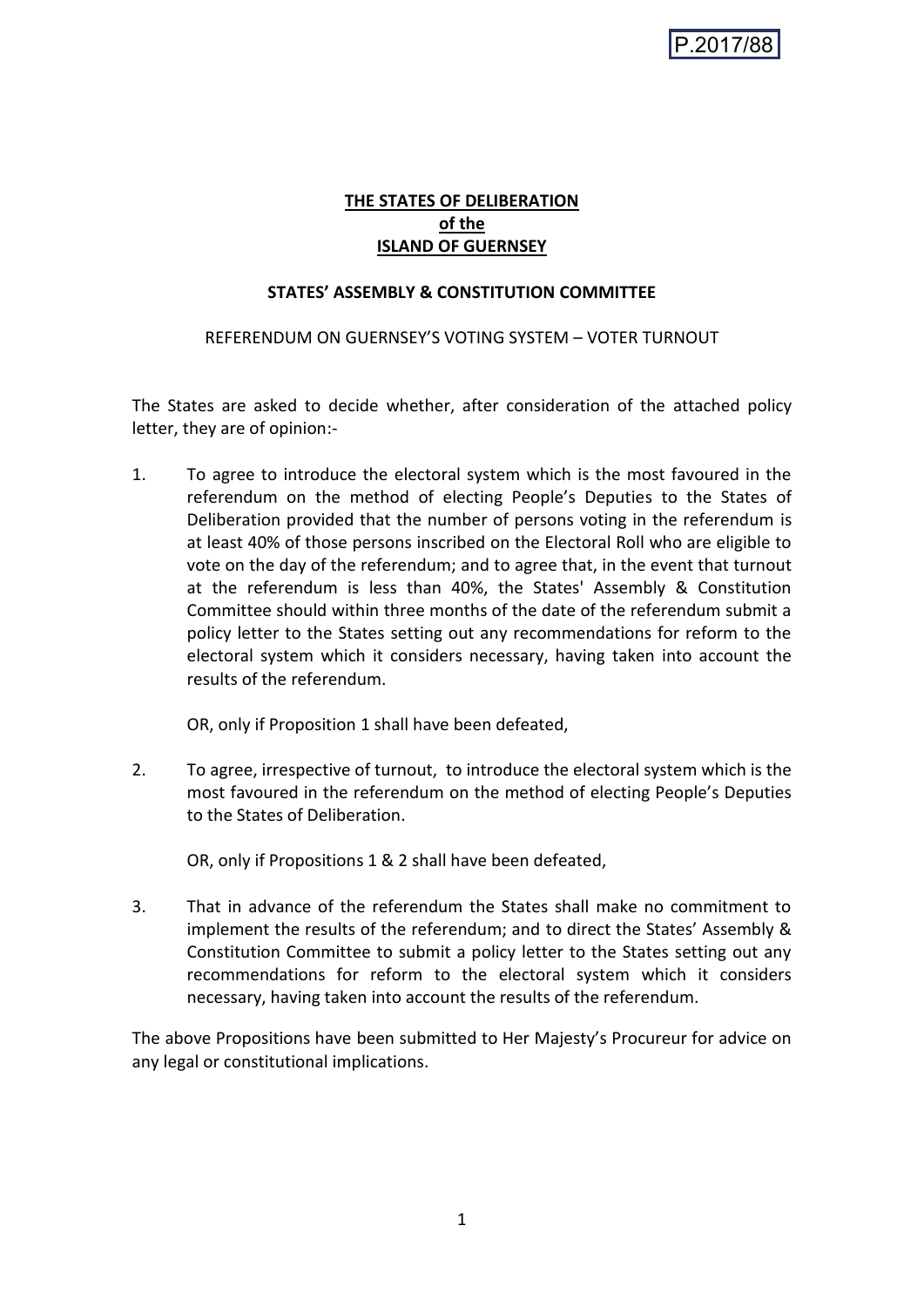P.2017/88

**THE STATES OF DELIBERATION**
**of the**
**ISLAND OF GUERNSEY**

**STATES' ASSEMBLY & CONSTITUTION COMMITTEE**

REFERENDUM ON GUERNSEY'S VOTING SYSTEM – VOTER TURNOUT

The States are asked to decide whether, after consideration of the attached policy letter, they are of opinion:-

1. To agree to introduce the electoral system which is the most favoured in the referendum on the method of electing People's Deputies to the States of Deliberation provided that the number of persons voting in the referendum is at least 40% of those persons inscribed on the Electoral Roll who are eligible to vote on the day of the referendum; and to agree that, in the event that turnout at the referendum is less than 40%, the States' Assembly & Constitution Committee should within three months of the date of the referendum submit a policy letter to the States setting out any recommendations for reform to the electoral system which it considers necessary, having taken into account the results of the referendum.

   OR, only if Proposition 1 shall have been defeated,

2. To agree, irrespective of turnout, to introduce the electoral system which is the most favoured in the referendum on the method of electing People's Deputies to the States of Deliberation.

   OR, only if Propositions 1 & 2 shall have been defeated,

3. That in advance of the referendum the States shall make no commitment to implement the results of the referendum; and to direct the States' Assembly & Constitution Committee to submit a policy letter to the States setting out any recommendations for reform to the electoral system which it considers necessary, having taken into account the results of the referendum.

The above Propositions have been submitted to Her Majesty's Procureur for advice on any legal or constitutional implications.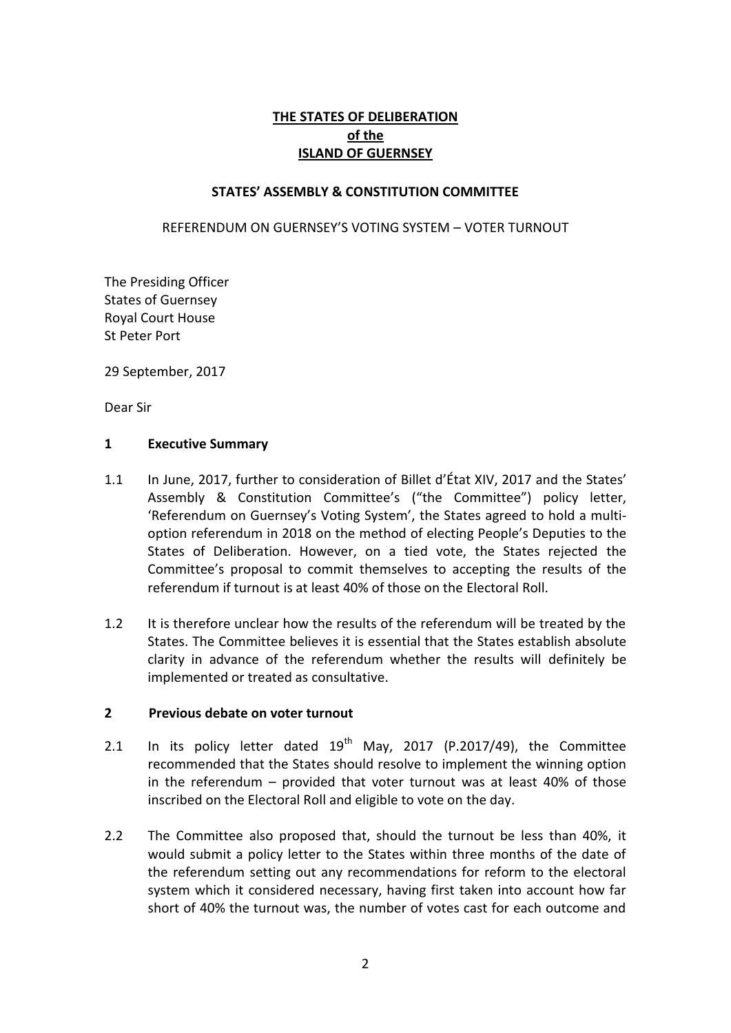**THE STATES OF DELIBERATION**
**of the**
**ISLAND OF GUERNSEY**

**STATES' ASSEMBLY & CONSTITUTION COMMITTEE**

REFERENDUM ON GUERNSEY'S VOTING SYSTEM – VOTER TURNOUT

The Presiding Officer
States of Guernsey
Royal Court House
St Peter Port

29 September, 2017

Dear Sir

## 1 Executive Summary

1.1 In June, 2017, further to consideration of Billet d'État XIV, 2017 and the States' Assembly & Constitution Committee's ("the Committee") policy letter, 'Referendum on Guernsey's Voting System', the States agreed to hold a multi-option referendum in 2018 on the method of electing People's Deputies to the States of Deliberation. However, on a tied vote, the States rejected the Committee's proposal to commit themselves to accepting the results of the referendum if turnout is at least 40% of those on the Electoral Roll.

1.2 It is therefore unclear how the results of the referendum will be treated by the States. The Committee believes it is essential that the States establish absolute clarity in advance of the referendum whether the results will definitely be implemented or treated as consultative.

## 2 Previous debate on voter turnout

2.1 In its policy letter dated 19th May, 2017 (P.2017/49), the Committee recommended that the States should resolve to implement the winning option in the referendum – provided that voter turnout was at least 40% of those inscribed on the Electoral Roll and eligible to vote on the day.

2.2 The Committee also proposed that, should the turnout be less than 40%, it would submit a policy letter to the States within three months of the date of the referendum setting out any recommendations for reform to the electoral system which it considered necessary, having first taken into account how far short of 40% the turnout was, the number of votes cast for each outcome and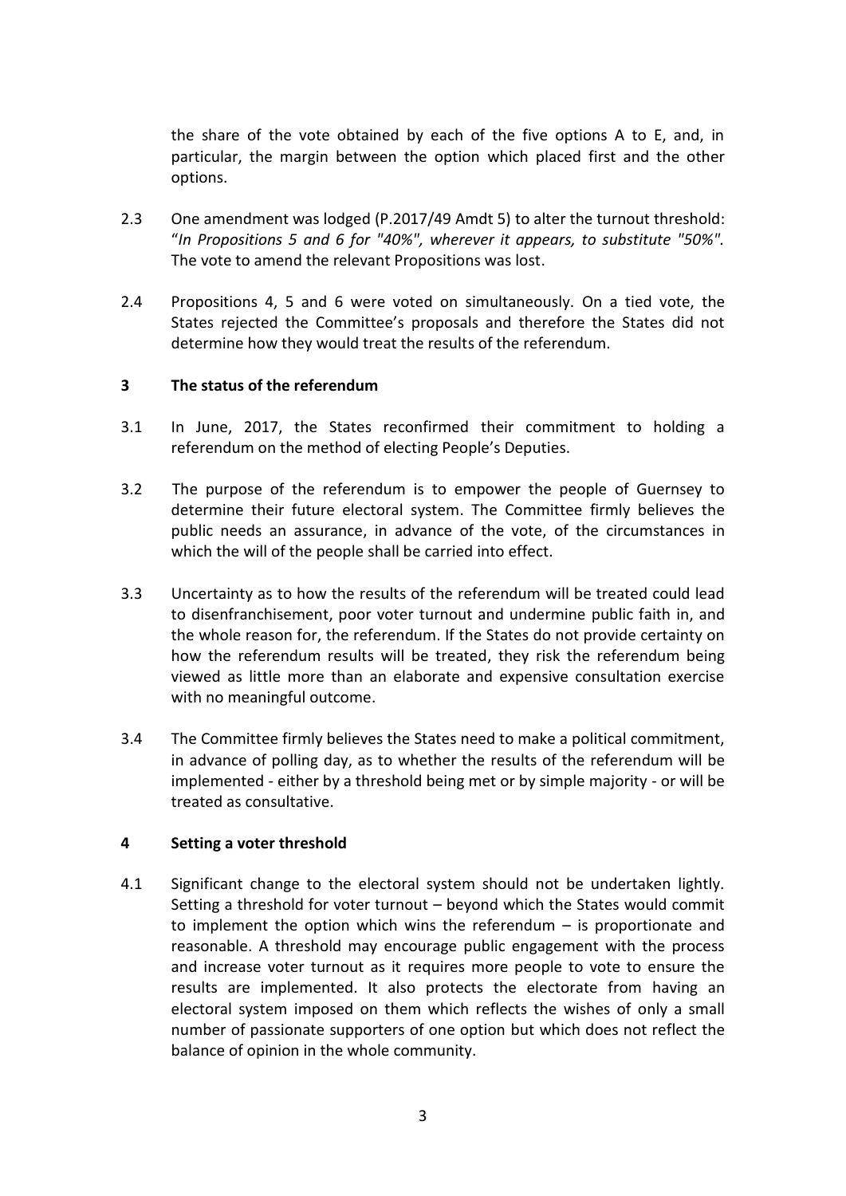the share of the vote obtained by each of the five options A to E, and, in particular, the margin between the option which placed first and the other options.

2.3 One amendment was lodged (P.2017/49 Amdt 5) to alter the turnout threshold: "*In Propositions 5 and 6 for "40%", wherever it appears, to substitute "50%".* The vote to amend the relevant Propositions was lost.

2.4 Propositions 4, 5 and 6 were voted on simultaneously. On a tied vote, the States rejected the Committee's proposals and therefore the States did not determine how they would treat the results of the referendum.

## 3 The status of the referendum

3.1 In June, 2017, the States reconfirmed their commitment to holding a referendum on the method of electing People's Deputies.

3.2 The purpose of the referendum is to empower the people of Guernsey to determine their future electoral system. The Committee firmly believes the public needs an assurance, in advance of the vote, of the circumstances in which the will of the people shall be carried into effect.

3.3 Uncertainty as to how the results of the referendum will be treated could lead to disenfranchisement, poor voter turnout and undermine public faith in, and the whole reason for, the referendum. If the States do not provide certainty on how the referendum results will be treated, they risk the referendum being viewed as little more than an elaborate and expensive consultation exercise with no meaningful outcome.

3.4 The Committee firmly believes the States need to make a political commitment, in advance of polling day, as to whether the results of the referendum will be implemented - either by a threshold being met or by simple majority - or will be treated as consultative.

## 4 Setting a voter threshold

4.1 Significant change to the electoral system should not be undertaken lightly. Setting a threshold for voter turnout – beyond which the States would commit to implement the option which wins the referendum – is proportionate and reasonable. A threshold may encourage public engagement with the process and increase voter turnout as it requires more people to vote to ensure the results are implemented. It also protects the electorate from having an electoral system imposed on them which reflects the wishes of only a small number of passionate supporters of one option but which does not reflect the balance of opinion in the whole community.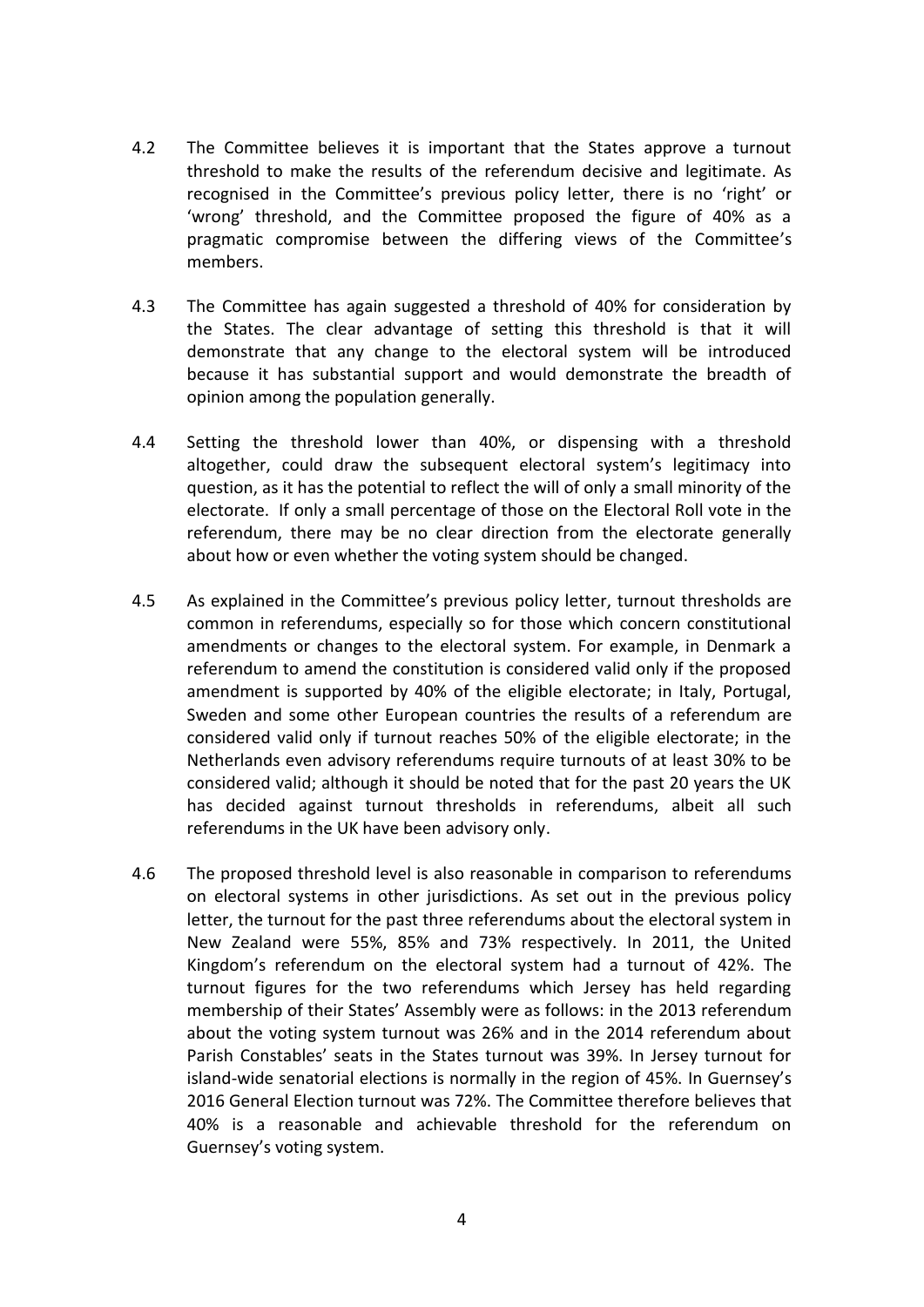4.2 The Committee believes it is important that the States approve a turnout threshold to make the results of the referendum decisive and legitimate. As recognised in the Committee's previous policy letter, there is no 'right' or 'wrong' threshold, and the Committee proposed the figure of 40% as a pragmatic compromise between the differing views of the Committee's members.

4.3 The Committee has again suggested a threshold of 40% for consideration by the States. The clear advantage of setting this threshold is that it will demonstrate that any change to the electoral system will be introduced because it has substantial support and would demonstrate the breadth of opinion among the population generally.

4.4 Setting the threshold lower than 40%, or dispensing with a threshold altogether, could draw the subsequent electoral system's legitimacy into question, as it has the potential to reflect the will of only a small minority of the electorate. If only a small percentage of those on the Electoral Roll vote in the referendum, there may be no clear direction from the electorate generally about how or even whether the voting system should be changed.

4.5 As explained in the Committee's previous policy letter, turnout thresholds are common in referendums, especially so for those which concern constitutional amendments or changes to the electoral system. For example, in Denmark a referendum to amend the constitution is considered valid only if the proposed amendment is supported by 40% of the eligible electorate; in Italy, Portugal, Sweden and some other European countries the results of a referendum are considered valid only if turnout reaches 50% of the eligible electorate; in the Netherlands even advisory referendums require turnouts of at least 30% to be considered valid; although it should be noted that for the past 20 years the UK has decided against turnout thresholds in referendums, albeit all such referendums in the UK have been advisory only.

4.6 The proposed threshold level is also reasonable in comparison to referendums on electoral systems in other jurisdictions. As set out in the previous policy letter, the turnout for the past three referendums about the electoral system in New Zealand were 55%, 85% and 73% respectively. In 2011, the United Kingdom's referendum on the electoral system had a turnout of 42%. The turnout figures for the two referendums which Jersey has held regarding membership of their States' Assembly were as follows: in the 2013 referendum about the voting system turnout was 26% and in the 2014 referendum about Parish Constables' seats in the States turnout was 39%. In Jersey turnout for island-wide senatorial elections is normally in the region of 45%. In Guernsey's 2016 General Election turnout was 72%. The Committee therefore believes that 40% is a reasonable and achievable threshold for the referendum on Guernsey's voting system.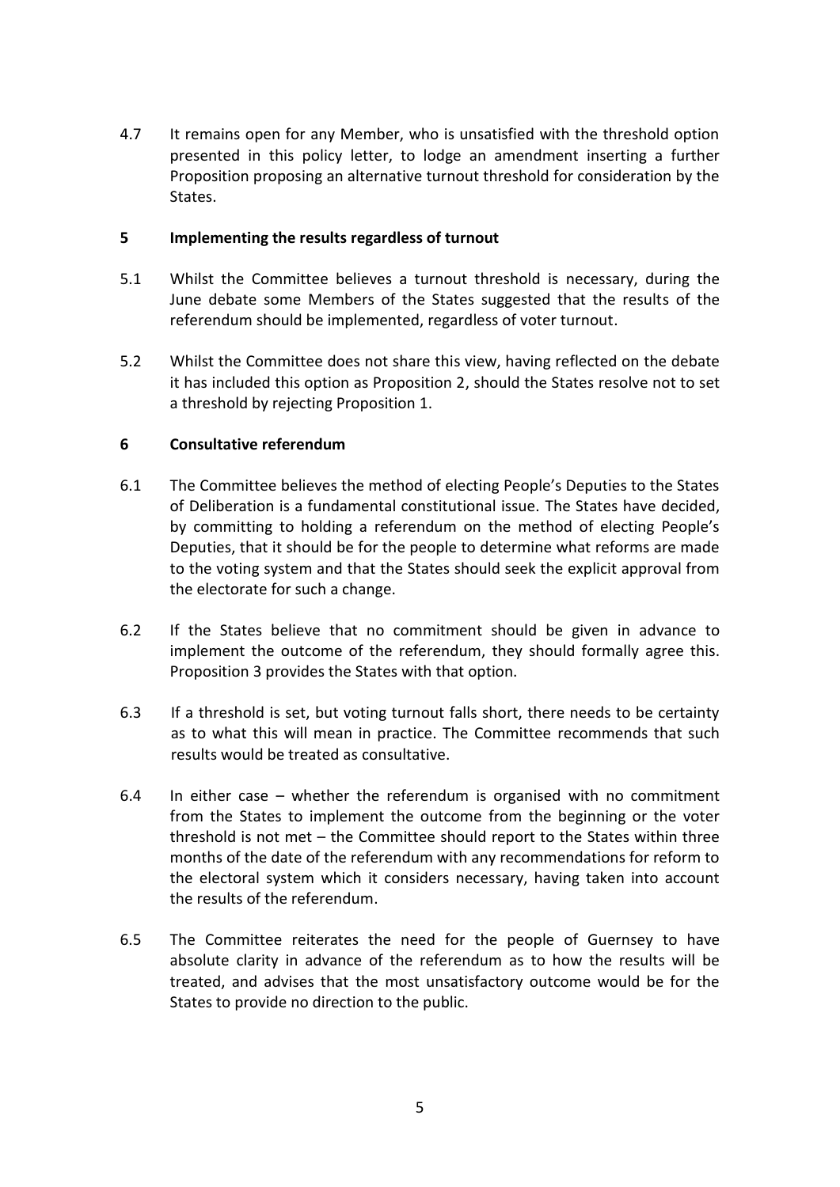4.7 It remains open for any Member, who is unsatisfied with the threshold option presented in this policy letter, to lodge an amendment inserting a further Proposition proposing an alternative turnout threshold for consideration by the States.

## 5 Implementing the results regardless of turnout

5.1 Whilst the Committee believes a turnout threshold is necessary, during the June debate some Members of the States suggested that the results of the referendum should be implemented, regardless of voter turnout.

5.2 Whilst the Committee does not share this view, having reflected on the debate it has included this option as Proposition 2, should the States resolve not to set a threshold by rejecting Proposition 1.

## 6 Consultative referendum

6.1 The Committee believes the method of electing People's Deputies to the States of Deliberation is a fundamental constitutional issue. The States have decided, by committing to holding a referendum on the method of electing People's Deputies, that it should be for the people to determine what reforms are made to the voting system and that the States should seek the explicit approval from the electorate for such a change.

6.2 If the States believe that no commitment should be given in advance to implement the outcome of the referendum, they should formally agree this. Proposition 3 provides the States with that option.

6.3 If a threshold is set, but voting turnout falls short, there needs to be certainty as to what this will mean in practice. The Committee recommends that such results would be treated as consultative.

6.4 In either case – whether the referendum is organised with no commitment from the States to implement the outcome from the beginning or the voter threshold is not met – the Committee should report to the States within three months of the date of the referendum with any recommendations for reform to the electoral system which it considers necessary, having taken into account the results of the referendum.

6.5 The Committee reiterates the need for the people of Guernsey to have absolute clarity in advance of the referendum as to how the results will be treated, and advises that the most unsatisfactory outcome would be for the States to provide no direction to the public.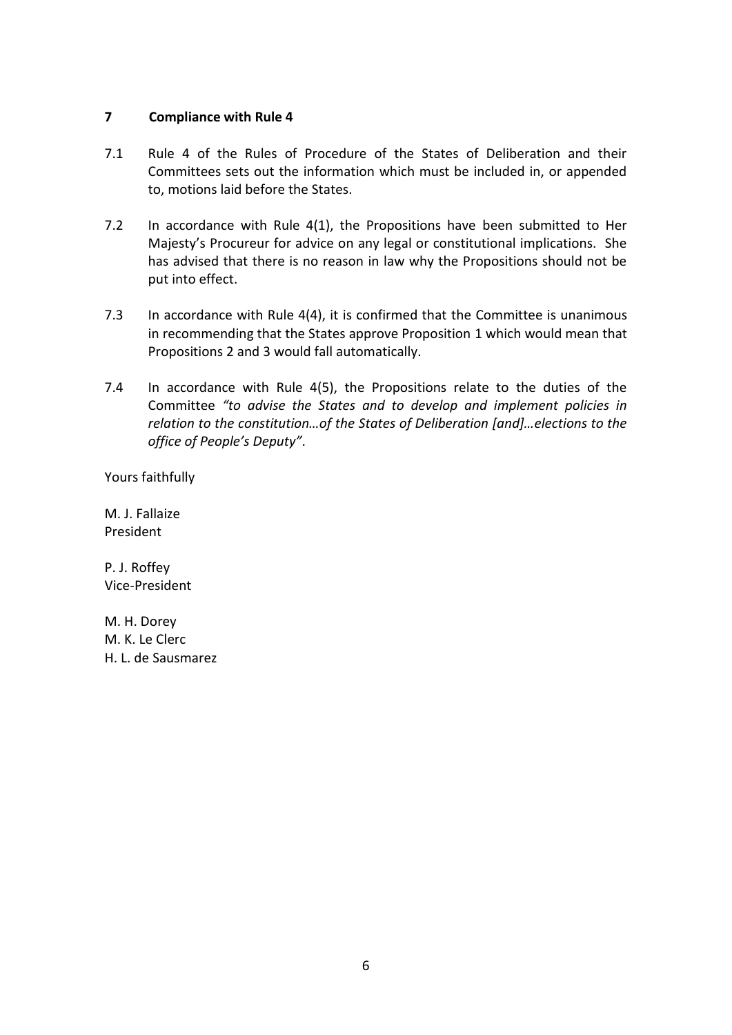## 7 Compliance with Rule 4

7.1 Rule 4 of the Rules of Procedure of the States of Deliberation and their Committees sets out the information which must be included in, or appended to, motions laid before the States.

7.2 In accordance with Rule 4(1), the Propositions have been submitted to Her Majesty's Procureur for advice on any legal or constitutional implications. She has advised that there is no reason in law why the Propositions should not be put into effect.

7.3 In accordance with Rule 4(4), it is confirmed that the Committee is unanimous in recommending that the States approve Proposition 1 which would mean that Propositions 2 and 3 would fall automatically.

7.4 In accordance with Rule 4(5), the Propositions relate to the duties of the Committee *"to advise the States and to develop and implement policies in relation to the constitution…of the States of Deliberation [and]…elections to the office of People's Deputy"*.

Yours faithfully

M. J. Fallaize
President

P. J. Roffey
Vice-President

M. H. Dorey
M. K. Le Clerc
H. L. de Sausmarez